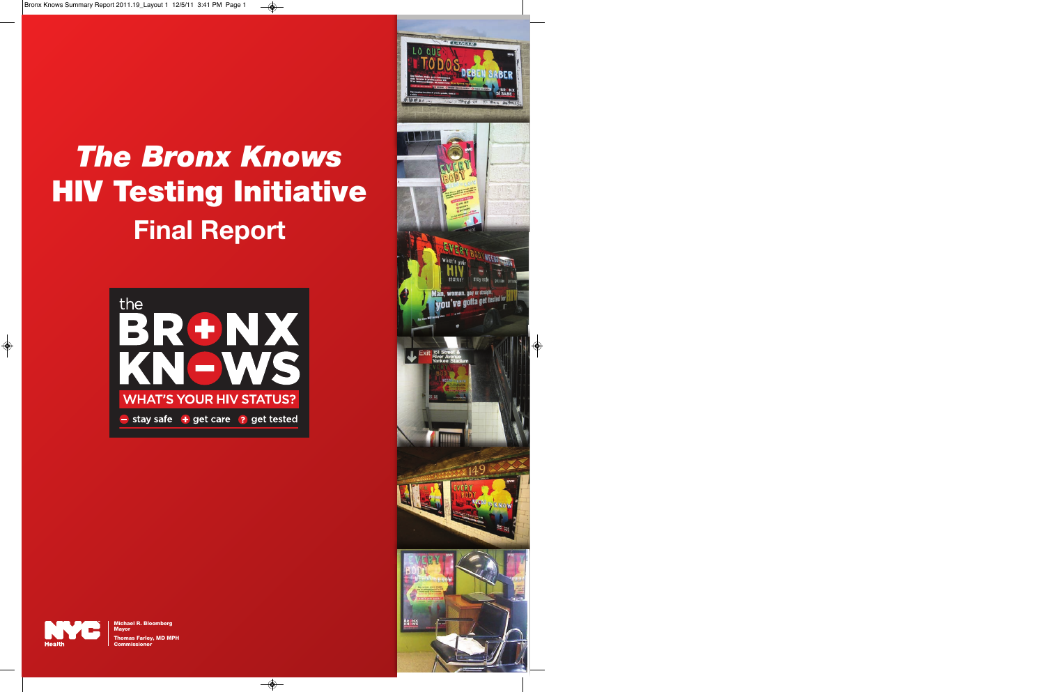# *The Bronx Knows* HIV Testing Initiative

## Final Report

the BRONX KNOWS

WHAT'S YOUR HIV STATUS?

stay safe · get care · get tested

NYC Health

Michael R. Bloomberg
Mayor

Thomas Farley, MD MPH
Commissioner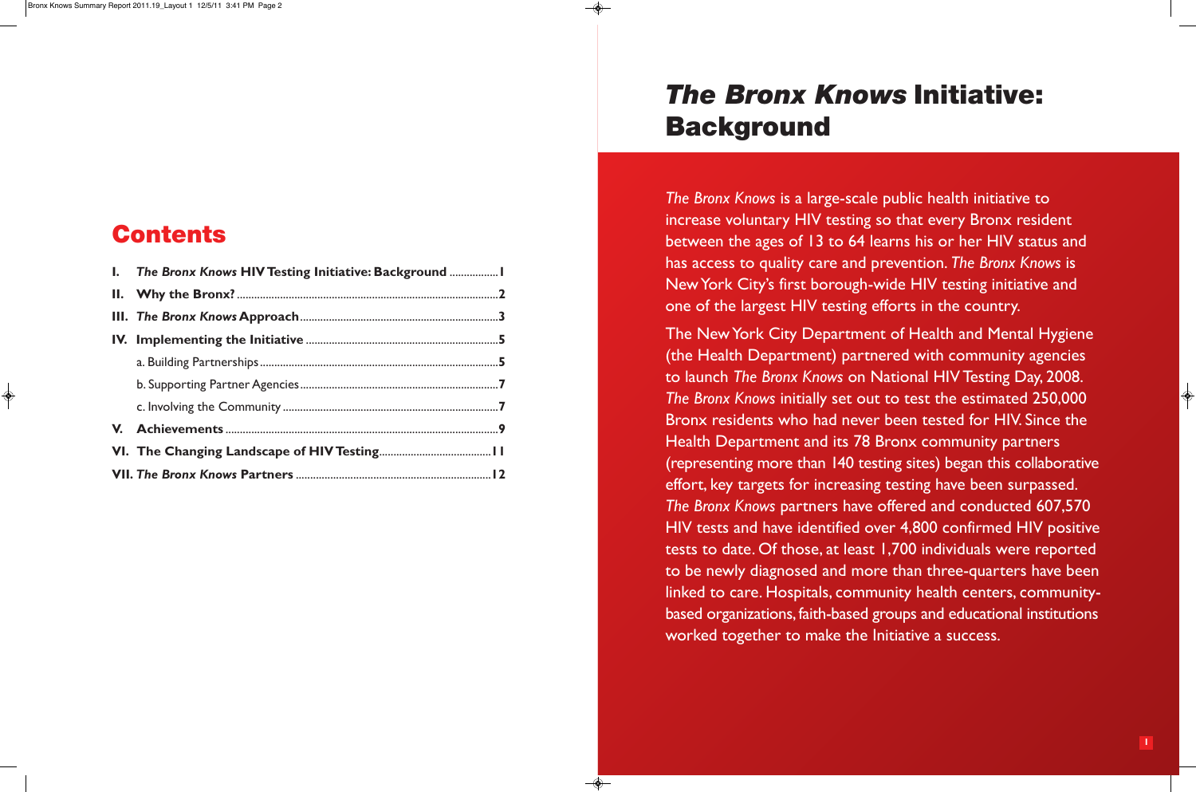# Contents

| | | |
|---|---|---|
| **I.** | ***The Bronx Knows* HIV Testing Initiative: Background** | **1** |
| **II.** | **Why the Bronx?** | **2** |
| **III.** | ***The Bronx Knows* Approach** | **3** |
| **IV.** | **Implementing the Initiative** | **5** |
| | a. Building Partnerships | **5** |
| | b. Supporting Partner Agencies | **7** |
| | c. Involving the Community | **7** |
| **V.** | **Achievements** | **9** |
| **VI.** | **The Changing Landscape of HIV Testing** | **11** |
| **VII.** | ***The Bronx Knows* Partners** | **12** |

# *The Bronx Knows* Initiative: Background

*The Bronx Knows* is a large-scale public health initiative to increase voluntary HIV testing so that every Bronx resident between the ages of 13 to 64 learns his or her HIV status and has access to quality care and prevention. *The Bronx Knows* is New York City's first borough-wide HIV testing initiative and one of the largest HIV testing efforts in the country.

The New York City Department of Health and Mental Hygiene (the Health Department) partnered with community agencies to launch *The Bronx Knows* on National HIV Testing Day, 2008. *The Bronx Knows* initially set out to test the estimated 250,000 Bronx residents who had never been tested for HIV. Since the Health Department and its 78 Bronx community partners (representing more than 140 testing sites) began this collaborative effort, key targets for increasing testing have been surpassed. *The Bronx Knows* partners have offered and conducted 607,570 HIV tests and have identified over 4,800 confirmed HIV positive tests to date. Of those, at least 1,700 individuals were reported to be newly diagnosed and more than three-quarters have been linked to care. Hospitals, community health centers, community-based organizations, faith-based groups and educational institutions worked together to make the Initiative a success.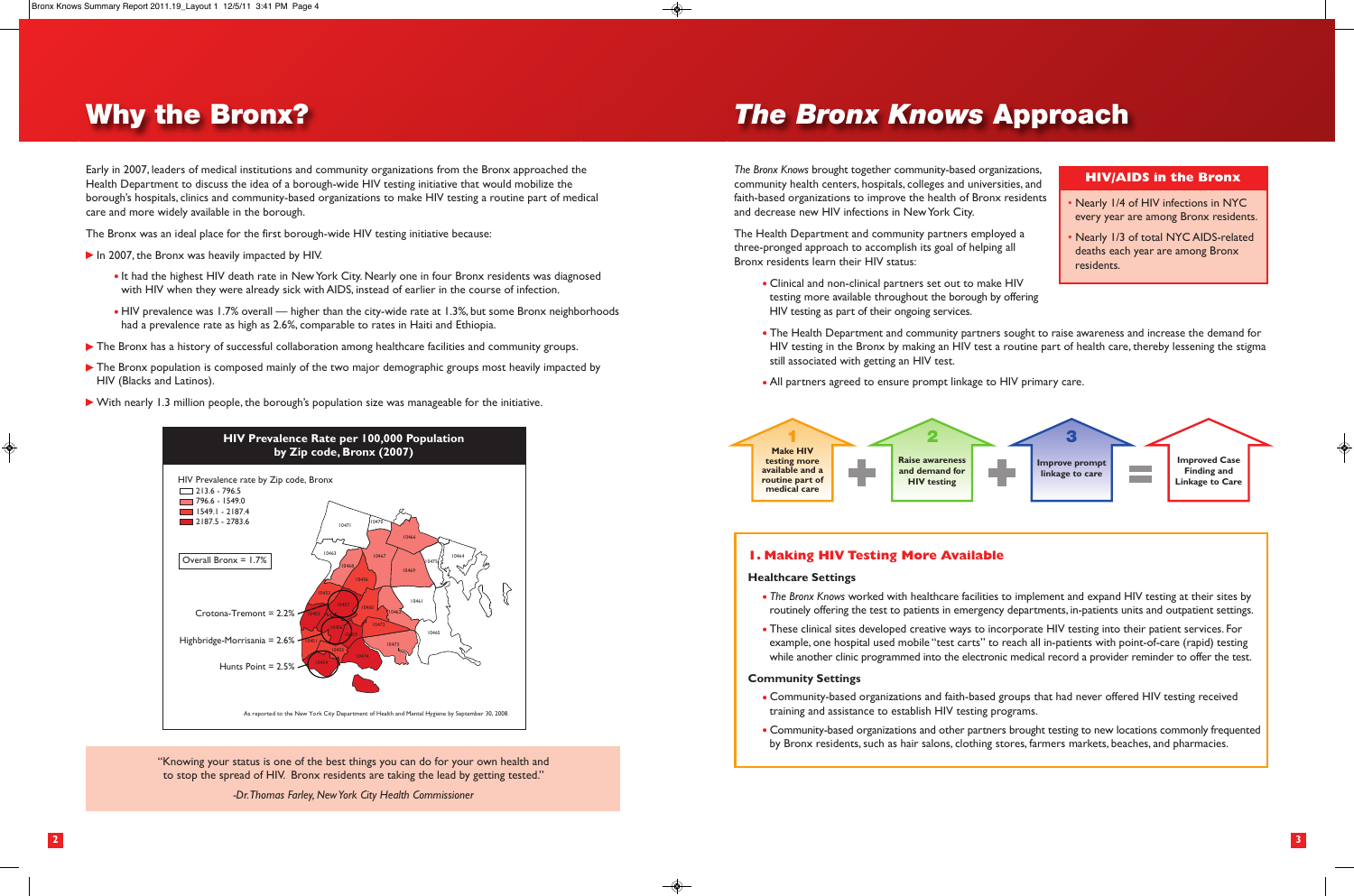# Why the Bronx?

Early in 2007, leaders of medical institutions and community organizations from the Bronx approached the Health Department to discuss the idea of a borough-wide HIV testing initiative that would mobilize the borough's hospitals, clinics and community-based organizations to make HIV testing a routine part of medical care and more widely available in the borough.

The Bronx was an ideal place for the first borough-wide HIV testing initiative because:

- In 2007, the Bronx was heavily impacted by HIV.
  - It had the highest HIV death rate in New York City. Nearly one in four Bronx residents was diagnosed with HIV when they were already sick with AIDS, instead of earlier in the course of infection.
  - HIV prevalence was 1.7% overall — higher than the city-wide rate at 1.3%, but some Bronx neighborhoods had a prevalence rate as high as 2.6%, comparable to rates in Haiti and Ethiopia.
- The Bronx has a history of successful collaboration among healthcare facilities and community groups.
- The Bronx population is composed mainly of the two major demographic groups most heavily impacted by HIV (Blacks and Latinos).
- With nearly 1.3 million people, the borough's population size was manageable for the initiative.

**HIV Prevalence Rate per 100,000 Population by Zip code, Bronx (2007)**

HIV Prevalence rate by Zip code, Bronx
- 213.6 - 796.5
- 796.6 - 1549.0
- 1549.1 - 2187.4
- 2187.5 - 2783.6

Overall Bronx = 1.7%

Crotona-Tremont = 2.2%

Highbridge-Morrisania = 2.6%

Hunts Point = 2.5%

As reported to the New York City Department of Health and Mental Hygiene by September 30, 2008

"Knowing your status is one of the best things you can do for your own health and to stop the spread of HIV. Bronx residents are taking the lead by getting tested."

*-Dr. Thomas Farley, New York City Health Commissioner*

# *The Bronx Knows* Approach

*The Bronx Knows* brought together community-based organizations, community health centers, hospitals, colleges and universities, and faith-based organizations to improve the health of Bronx residents and decrease new HIV infections in New York City.

The Health Department and community partners employed a three-pronged approach to accomplish its goal of helping all Bronx residents learn their HIV status:

- Clinical and non-clinical partners set out to make HIV testing more available throughout the borough by offering HIV testing as part of their ongoing services.
- The Health Department and community partners sought to raise awareness and increase the demand for HIV testing in the Bronx by making an HIV test a routine part of health care, thereby lessening the stigma still associated with getting an HIV test.
- All partners agreed to ensure prompt linkage to HIV primary care.

**HIV/AIDS in the Bronx**

- Nearly 1/4 of HIV infections in NYC every year are among Bronx residents.
- Nearly 1/3 of total NYC AIDS-related deaths each year are among Bronx residents.

1 Make HIV testing more available and a routine part of medical care + 2 Raise awareness and demand for HIV testing + 3 Improve prompt linkage to care = Improved Case Finding and Linkage to Care

## 1. Making HIV Testing More Available

### Healthcare Settings

- *The Bronx Knows* worked with healthcare facilities to implement and expand HIV testing at their sites by routinely offering the test to patients in emergency departments, in-patients units and outpatient settings.
- These clinical sites developed creative ways to incorporate HIV testing into their patient services. For example, one hospital used mobile "test carts" to reach all in-patients with point-of-care (rapid) testing while another clinic programmed into the electronic medical record a provider reminder to offer the test.

### Community Settings

- Community-based organizations and faith-based groups that had never offered HIV testing received training and assistance to establish HIV testing programs.
- Community-based organizations and other partners brought testing to new locations commonly frequented by Bronx residents, such as hair salons, clothing stores, farmers markets, beaches, and pharmacies.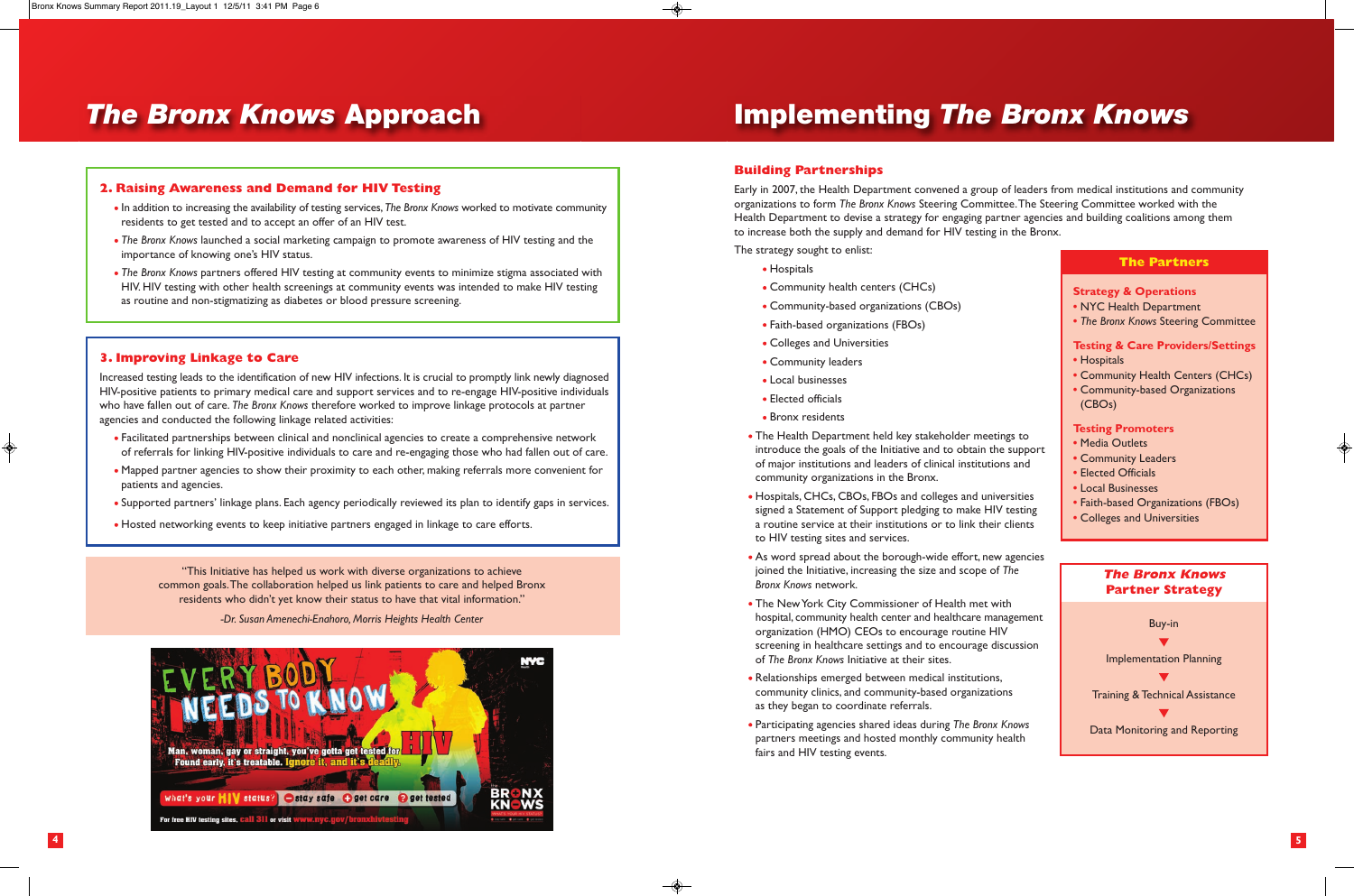# *The Bronx Knows* Approach

### 2. Raising Awareness and Demand for HIV Testing

- In addition to increasing the availability of testing services, *The Bronx Knows* worked to motivate community residents to get tested and to accept an offer of an HIV test.
- *The Bronx Knows* launched a social marketing campaign to promote awareness of HIV testing and the importance of knowing one's HIV status.
- *The Bronx Knows* partners offered HIV testing at community events to minimize stigma associated with HIV. HIV testing with other health screenings at community events was intended to make HIV testing as routine and non-stigmatizing as diabetes or blood pressure screening.

### 3. Improving Linkage to Care

Increased testing leads to the identification of new HIV infections. It is crucial to promptly link newly diagnosed HIV-positive patients to primary medical care and support services and to re-engage HIV-positive individuals who have fallen out of care. *The Bronx Knows* therefore worked to improve linkage protocols at partner agencies and conducted the following linkage related activities:

- Facilitated partnerships between clinical and nonclinical agencies to create a comprehensive network of referrals for linking HIV-positive individuals to care and re-engaging those who had fallen out of care.
- Mapped partner agencies to show their proximity to each other, making referrals more convenient for patients and agencies.
- Supported partners' linkage plans. Each agency periodically reviewed its plan to identify gaps in services.
- Hosted networking events to keep initiative partners engaged in linkage to care efforts.

> "This Initiative has helped us work with diverse organizations to achieve common goals. The collaboration helped us link patients to care and helped Bronx residents who didn't yet know their status to have that vital information."
>
> *-Dr. Susan Amenechi-Enahoro, Morris Heights Health Center*

# Implementing *The Bronx Knows*

### Building Partnerships

Early in 2007, the Health Department convened a group of leaders from medical institutions and community organizations to form *The Bronx Knows* Steering Committee. The Steering Committee worked with the Health Department to devise a strategy for engaging partner agencies and building coalitions among them to increase both the supply and demand for HIV testing in the Bronx.

The strategy sought to enlist:

- Hospitals
- Community health centers (CHCs)
- Community-based organizations (CBOs)
- Faith-based organizations (FBOs)
- Colleges and Universities
- Community leaders
- Local businesses
- Elected officials
- Bronx residents

- The Health Department held key stakeholder meetings to introduce the goals of the Initiative and to obtain the support of major institutions and leaders of clinical institutions and community organizations in the Bronx.
- Hospitals, CHCs, CBOs, FBOs and colleges and universities signed a Statement of Support pledging to make HIV testing a routine service at their institutions or to link their clients to HIV testing sites and services.
- As word spread about the borough-wide effort, new agencies joined the Initiative, increasing the size and scope of *The Bronx Knows* network.
- The New York City Commissioner of Health met with hospital, community health center and healthcare management organization (HMO) CEOs to encourage routine HIV screening in healthcare settings and to encourage discussion of *The Bronx Knows* Initiative at their sites.
- Relationships emerged between medical institutions, community clinics, and community-based organizations as they began to coordinate referrals.
- Participating agencies shared ideas during *The Bronx Knows* partners meetings and hosted monthly community health fairs and HIV testing events.

#### The Partners

**Strategy & Operations**
- NYC Health Department
- *The Bronx Knows* Steering Committee

**Testing & Care Providers/Settings**
- Hospitals
- Community Health Centers (CHCs)
- Community-based Organizations (CBOs)

**Testing Promoters**
- Media Outlets
- Community Leaders
- Elected Officials
- Local Businesses
- Faith-based Organizations (FBOs)
- Colleges and Universities

#### *The Bronx Knows* Partner Strategy

Buy-in
▼
Implementation Planning
▼
Training & Technical Assistance
▼
Data Monitoring and Reporting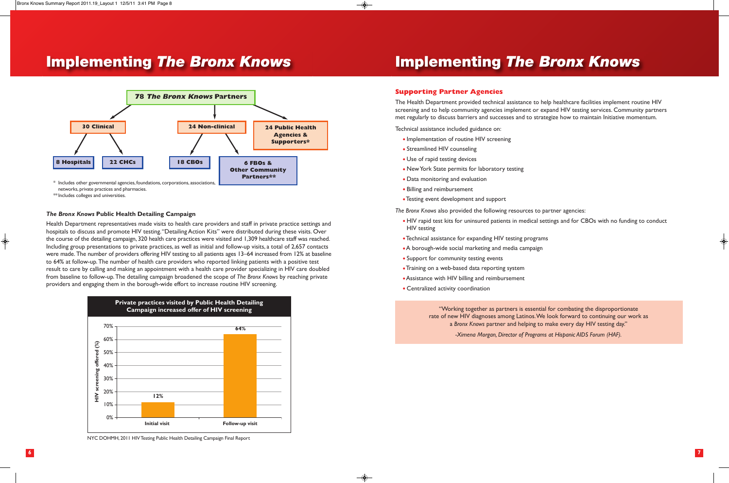# Implementing *The Bronx Knows*

**78 *The Bronx Knows* Partners**

- **30 Clinical**
  - 8 Hospitals
  - 22 CHCs
- **24 Non-clinical**
  - 18 CBOs
  - 6 FBOs & Other Community Partners**
- **24 Public Health Agencies & Supporters***

\* Includes other governmental agencies, foundations, corporations, associations, networks, private practices and pharmacies.
** Includes colleges and universities.

### *The Bronx Knows* Public Health Detailing Campaign

Health Department representatives made visits to health care providers and staff in private practice settings and hospitals to discuss and promote HIV testing. "Detailing Action Kits" were distributed during these visits. Over the course of the detailing campaign, 320 health care practices were visited and 1,309 healthcare staff was reached. Including group presentations to private practices, as well as initial and follow-up visits, a total of 2,657 contacts were made. The number of providers offering HIV testing to all patients ages 13–64 increased from 12% at baseline to 64% at follow-up. The number of health care providers who reported linking patients with a positive test result to care by calling and making an appointment with a health care provider specializing in HIV care doubled from baseline to follow-up. The detailing campaign broadened the scope of *The Bronx Knows* by reaching private providers and engaging them in the borough-wide effort to increase routine HIV screening.

**Private practices visited by Public Health Detailing Campaign increased offer of HIV screening**

| Visit | HIV screening offered (%) |
|---|---|
| Initial visit | 12% |
| Follow-up visit | 64% |

NYC DOHMH, 2011 HIV Testing Public Health Detailing Campaign Final Report

# Implementing *The Bronx Knows*

### Supporting Partner Agencies

The Health Department provided technical assistance to help healthcare facilities implement routine HIV screening and to help community agencies implement or expand HIV testing services. Community partners met regularly to discuss barriers and successes and to strategize how to maintain Initiative momentum.

Technical assistance included guidance on:

- Implementation of routine HIV screening
- Streamlined HIV counseling
- Use of rapid testing devices
- New York State permits for laboratory testing
- Data monitoring and evaluation
- Billing and reimbursement
- Testing event development and support

*The Bronx Knows* also provided the following resources to partner agencies:

- HIV rapid test kits for uninsured patients in medical settings and for CBOs with no funding to conduct HIV testing
- Technical assistance for expanding HIV testing programs
- A borough-wide social marketing and media campaign
- Support for community testing events
- Training on a web-based data reporting system
- Assistance with HIV billing and reimbursement
- Centralized activity coordination

"Working together as partners is essential for combating the disproportionate rate of new HIV diagnoses among Latinos. We look forward to continuing our work as a *Bronx Knows* partner and helping to make every day HIV testing day."

*-Ximena Morgan, Director of Programs at Hispanic AIDS Forum (HAF).*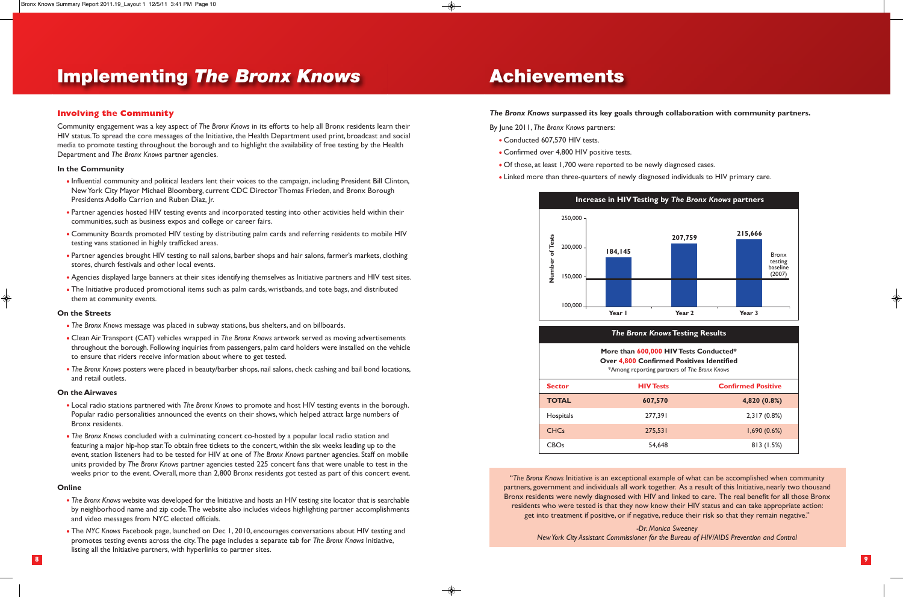# Implementing *The Bronx Knows*

## Involving the Community

Community engagement was a key aspect of *The Bronx Knows* in its efforts to help all Bronx residents learn their HIV status. To spread the core messages of the Initiative, the Health Department used print, broadcast and social media to promote testing throughout the borough and to highlight the availability of free testing by the Health Department and *The Bronx Knows* partner agencies.

### In the Community

- Influential community and political leaders lent their voices to the campaign, including President Bill Clinton, New York City Mayor Michael Bloomberg, current CDC Director Thomas Frieden, and Bronx Borough Presidents Adolfo Carrion and Ruben Diaz, Jr.
- Partner agencies hosted HIV testing events and incorporated testing into other activities held within their communities, such as business expos and college or career fairs.
- Community Boards promoted HIV testing by distributing palm cards and referring residents to mobile HIV testing vans stationed in highly trafficked areas.
- Partner agencies brought HIV testing to nail salons, barber shops and hair salons, farmer's markets, clothing stores, church festivals and other local events.
- Agencies displayed large banners at their sites identifying themselves as Initiative partners and HIV test sites.
- The Initiative produced promotional items such as palm cards, wristbands, and tote bags, and distributed them at community events.

### On the Streets

- *The Bronx Knows* message was placed in subway stations, bus shelters, and on billboards.
- Clean Air Transport (CAT) vehicles wrapped in *The Bronx Knows* artwork served as moving advertisements throughout the borough. Following inquiries from passengers, palm card holders were installed on the vehicle to ensure that riders receive information about where to get tested.
- *The Bronx Knows* posters were placed in beauty/barber shops, nail salons, check cashing and bail bond locations, and retail outlets.

### On the Airwaves

- Local radio stations partnered with *The Bronx Knows* to promote and host HIV testing events in the borough. Popular radio personalities announced the events on their shows, which helped attract large numbers of Bronx residents.
- *The Bronx Knows* concluded with a culminating concert co-hosted by a popular local radio station and featuring a major hip-hop star. To obtain free tickets to the concert, within the six weeks leading up to the event, station listeners had to be tested for HIV at one of *The Bronx Knows* partner agencies. Staff on mobile units provided by *The Bronx Knows* partner agencies tested 225 concert fans that were unable to test in the weeks prior to the event. Overall, more than 2,800 Bronx residents got tested as part of this concert event.

### Online

- *The Bronx Knows* website was developed for the Initiative and hosts an HIV testing site locator that is searchable by neighborhood name and zip code. The website also includes videos highlighting partner accomplishments and video messages from NYC elected officials.
- The *NYC Knows* Facebook page, launched on Dec 1, 2010, encourages conversations about HIV testing and promotes testing events across the city. The page includes a separate tab for *The Bronx Knows* Initiative, listing all the Initiative partners, with hyperlinks to partner sites.

# Achievements

***The Bronx Knows* surpassed its key goals through collaboration with community partners.**

By June 2011, *The Bronx Knows* partners:

- Conducted 607,570 HIV tests.
- Confirmed over 4,800 HIV positive tests.
- Of those, at least 1,700 were reported to be newly diagnosed cases.
- Linked more than three-quarters of newly diagnosed individuals to HIV primary care.

**Increase in HIV Testing by *The Bronx Knows* partners**

| | Number of Tests |
|---|---|
| Year 1 | 184,145 |
| Year 2 | 207,759 |
| Year 3 | 215,666 |

Bronx testing baseline (2007)

***The Bronx Knows* Testing Results**

**More than 600,000 HIV Tests Conducted***
**Over 4,800 Confirmed Positives Identified**
*Among reporting partners of *The Bronx Knows*

| Sector | HIV Tests | Confirmed Positive |
|---|---|---|
| **TOTAL** | **607,570** | **4,820 (0.8%)** |
| Hospitals | 277,391 | 2,317 (0.8%) |
| CHCs | 275,531 | 1,690 (0.6%) |
| CBOs | 54,648 | 813 (1.5%) |

"*The Bronx Knows* Initiative is an exceptional example of what can be accomplished when community partners, government and individuals all work together. As a result of this Initiative, nearly two thousand Bronx residents were newly diagnosed with HIV and linked to care. The real benefit for all those Bronx residents who were tested is that they now know their HIV status and can take appropriate action: get into treatment if positive, or if negative, reduce their risk so that they remain negative."

*-Dr. Monica Sweeney*
*New York City Assistant Commissioner for the Bureau of HIV/AIDS Prevention and Control*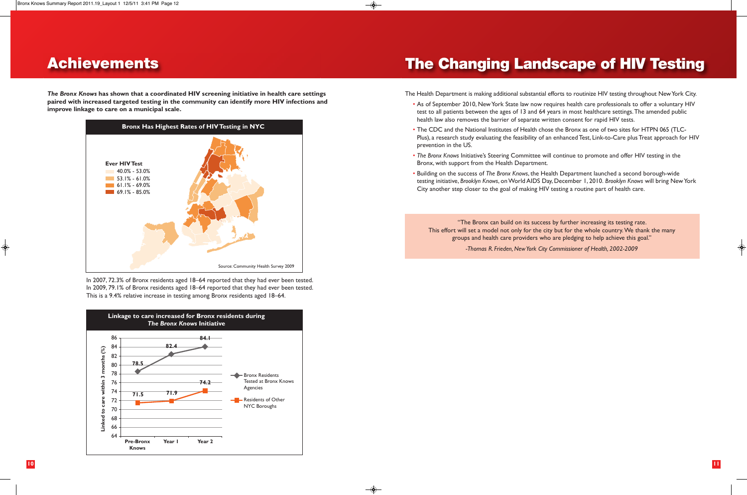# Achievements

***The Bronx Knows*** **has shown that a coordinated HIV screening initiative in health care settings paired with increased targeted testing in the community can identify more HIV infections and improve linkage to care on a municipal scale.**

**Bronx Has Highest Rates of HIV Testing in NYC**

Ever HIV Test
- 40.0% - 53.0%
- 53.1% - 61.0%
- 61.1% - 69.0%
- 69.1% - 85.0%

Source: Community Health Survey 2009

In 2007, 72.3% of Bronx residents aged 18–64 reported that they had ever been tested. In 2009, 79.1% of Bronx residents aged 18–64 reported that they had ever been tested. This is a 9.4% relative increase in testing among Bronx residents aged 18–64.

**Linkage to care increased for Bronx residents during *The Bronx Knows* Initiative**

Linked to care within 3 months (%)

| | Pre-Bronx Knows | Year 1 | Year 2 |
|---|---|---|---|
| Bronx Residents Tested at Bronx Knows Agencies | 78.5 | 82.4 | 84.1 |
| Residents of Other NYC Boroughs | 71.5 | 71.9 | 74.2 |

# The Changing Landscape of HIV Testing

The Health Department is making additional substantial efforts to routinize HIV testing throughout New York City.

- As of September 2010, New York State law now requires health care professionals to offer a voluntary HIV test to all patients between the ages of 13 and 64 years in most healthcare settings. The amended public health law also removes the barrier of separate written consent for rapid HIV tests.
- The CDC and the National Institutes of Health chose the Bronx as one of two sites for HTPN 065 (TLC-Plus), a research study evaluating the feasibility of an enhanced Test, Link-to-Care plus Treat approach for HIV prevention in the US.
- *The Bronx Knows* Initiative's Steering Committee will continue to promote and offer HIV testing in the Bronx, with support from the Health Department.
- Building on the success of *The Bronx Knows*, the Health Department launched a second borough-wide testing initiative, *Brooklyn Knows*, on World AIDS Day, December 1, 2010. *Brooklyn Knows* will bring New York City another step closer to the goal of making HIV testing a routine part of health care.

"The Bronx can build on its success by further increasing its testing rate. This effort will set a model not only for the city but for the whole country. We thank the many groups and health care providers who are pledging to help achieve this goal."

*-Thomas R. Frieden, New York City Commissioner of Health, 2002-2009*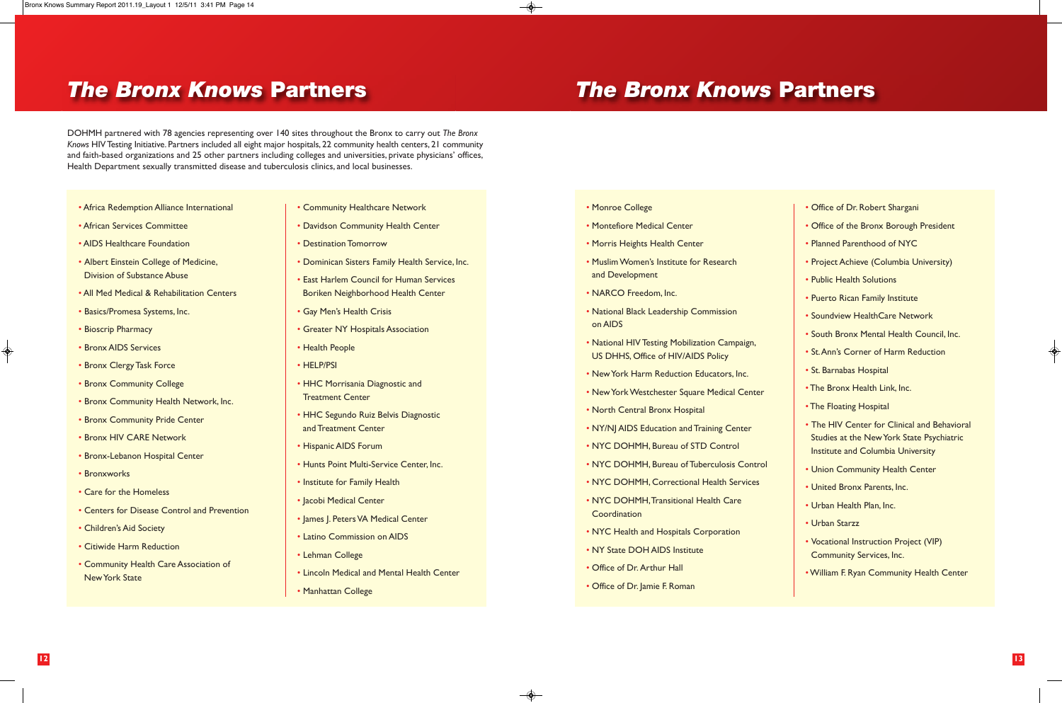# *The Bronx Knows* Partners

DOHMH partnered with 78 agencies representing over 140 sites throughout the Bronx to carry out *The Bronx Knows* HIV Testing Initiative. Partners included all eight major hospitals, 22 community health centers, 21 community and faith-based organizations and 25 other partners including colleges and universities, private physicians' offices, Health Department sexually transmitted disease and tuberculosis clinics, and local businesses.

- Africa Redemption Alliance International
- African Services Committee
- AIDS Healthcare Foundation
- Albert Einstein College of Medicine, Division of Substance Abuse
- All Med Medical & Rehabilitation Centers
- Basics/Promesa Systems, Inc.
- Bioscrip Pharmacy
- Bronx AIDS Services
- Bronx Clergy Task Force
- Bronx Community College
- Bronx Community Health Network, Inc.
- Bronx Community Pride Center
- Bronx HIV CARE Network
- Bronx-Lebanon Hospital Center
- Bronxworks
- Care for the Homeless
- Centers for Disease Control and Prevention
- Children's Aid Society
- Citiwide Harm Reduction
- Community Health Care Association of New York State
- Community Healthcare Network
- Davidson Community Health Center
- Destination Tomorrow
- Dominican Sisters Family Health Service, Inc.
- East Harlem Council for Human Services Boriken Neighborhood Health Center
- Gay Men's Health Crisis
- Greater NY Hospitals Association
- Health People
- HELP/PSI
- HHC Morrisania Diagnostic and Treatment Center
- HHC Segundo Ruiz Belvis Diagnostic and Treatment Center
- Hispanic AIDS Forum
- Hunts Point Multi-Service Center, Inc.
- Institute for Family Health
- Jacobi Medical Center
- James J. Peters VA Medical Center
- Latino Commission on AIDS
- Lehman College
- Lincoln Medical and Mental Health Center
- Manhattan College

# *The Bronx Knows* Partners

- Monroe College
- Montefiore Medical Center
- Morris Heights Health Center
- Muslim Women's Institute for Research and Development
- NARCO Freedom, Inc.
- National Black Leadership Commission on AIDS
- National HIV Testing Mobilization Campaign, US DHHS, Office of HIV/AIDS Policy
- New York Harm Reduction Educators, Inc.
- New York Westchester Square Medical Center
- North Central Bronx Hospital
- NY/NJ AIDS Education and Training Center
- NYC DOHMH, Bureau of STD Control
- NYC DOHMH, Bureau of Tuberculosis Control
- NYC DOHMH, Correctional Health Services
- NYC DOHMH, Transitional Health Care Coordination
- NYC Health and Hospitals Corporation
- NY State DOH AIDS Institute
- Office of Dr. Arthur Hall
- Office of Dr. Jamie F. Roman
- Office of Dr. Robert Shargani
- Office of the Bronx Borough President
- Planned Parenthood of NYC
- Project Achieve (Columbia University)
- Public Health Solutions
- Puerto Rican Family Institute
- Soundview HealthCare Network
- South Bronx Mental Health Council, Inc.
- St. Ann's Corner of Harm Reduction
- St. Barnabas Hospital
- The Bronx Health Link, Inc.
- The Floating Hospital
- The HIV Center for Clinical and Behavioral Studies at the New York State Psychiatric Institute and Columbia University
- Union Community Health Center
- United Bronx Parents, Inc.
- Urban Health Plan, Inc.
- Urban Starzz
- Vocational Instruction Project (VIP) Community Services, Inc.
- William F. Ryan Community Health Center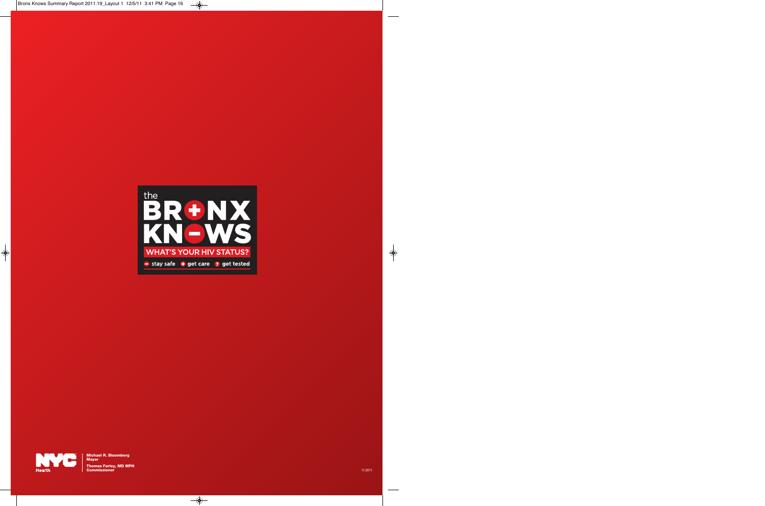the

# BRONX KNOWS

**WHAT'S YOUR HIV STATUS?**

stay safe   get care   get tested

NYC Health

**Michael R. Bloomberg**
**Mayor**

**Thomas Farley, MD MPH**
**Commissioner**

11.2011